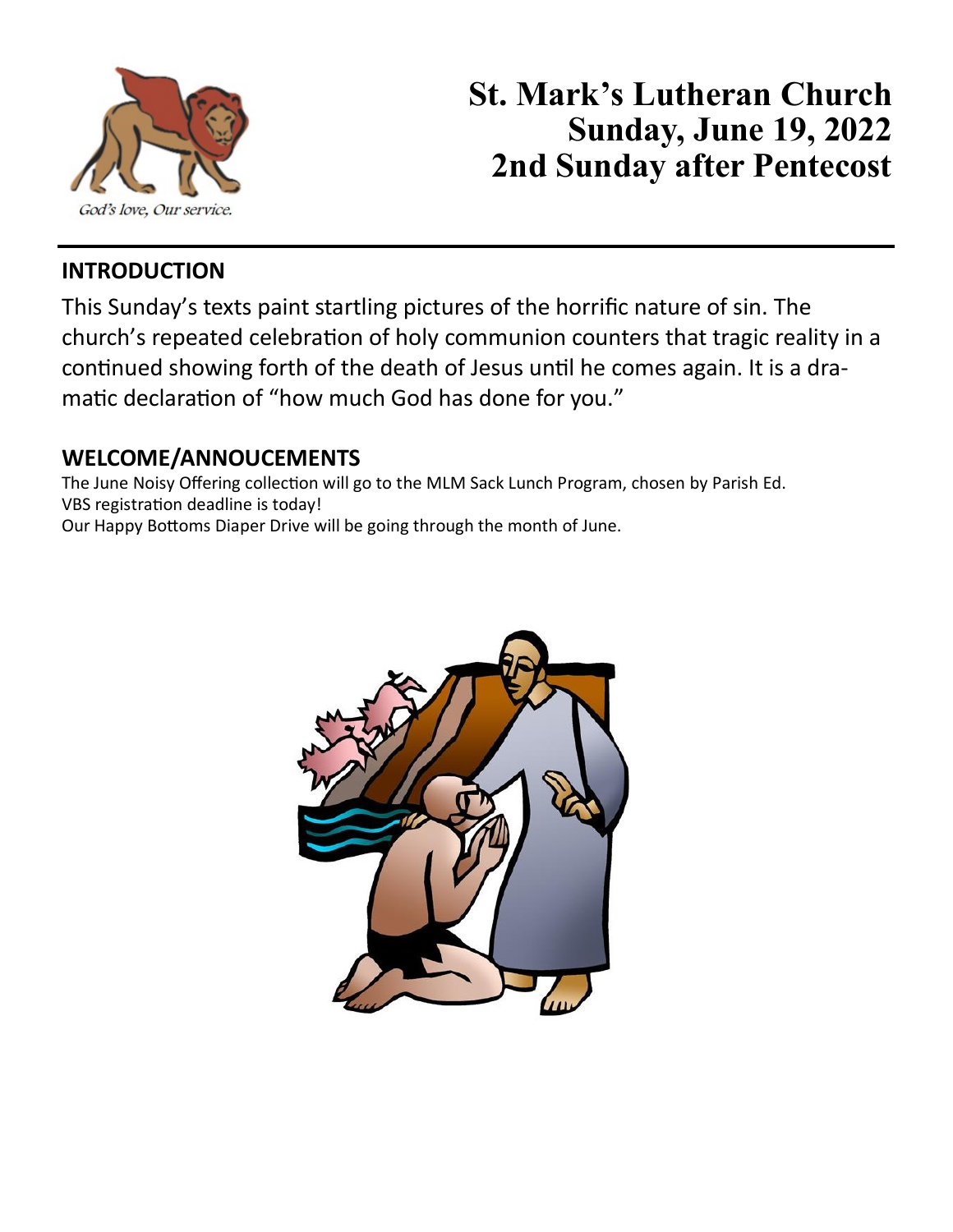God's love, Our service.

# St. Mark's Lutheran Church
# Sunday, June 19, 2022
# 2nd Sunday after Pentecost

## INTRODUCTION

This Sunday's texts paint startling pictures of the horrific nature of sin. The church's repeated celebration of holy communion counters that tragic reality in a continued showing forth of the death of Jesus until he comes again. It is a dramatic declaration of "how much God has done for you."

## WELCOME/ANNOUCEMENTS

The June Noisy Offering collection will go to the MLM Sack Lunch Program, chosen by Parish Ed.
VBS registration deadline is today!
Our Happy Bottoms Diaper Drive will be going through the month of June.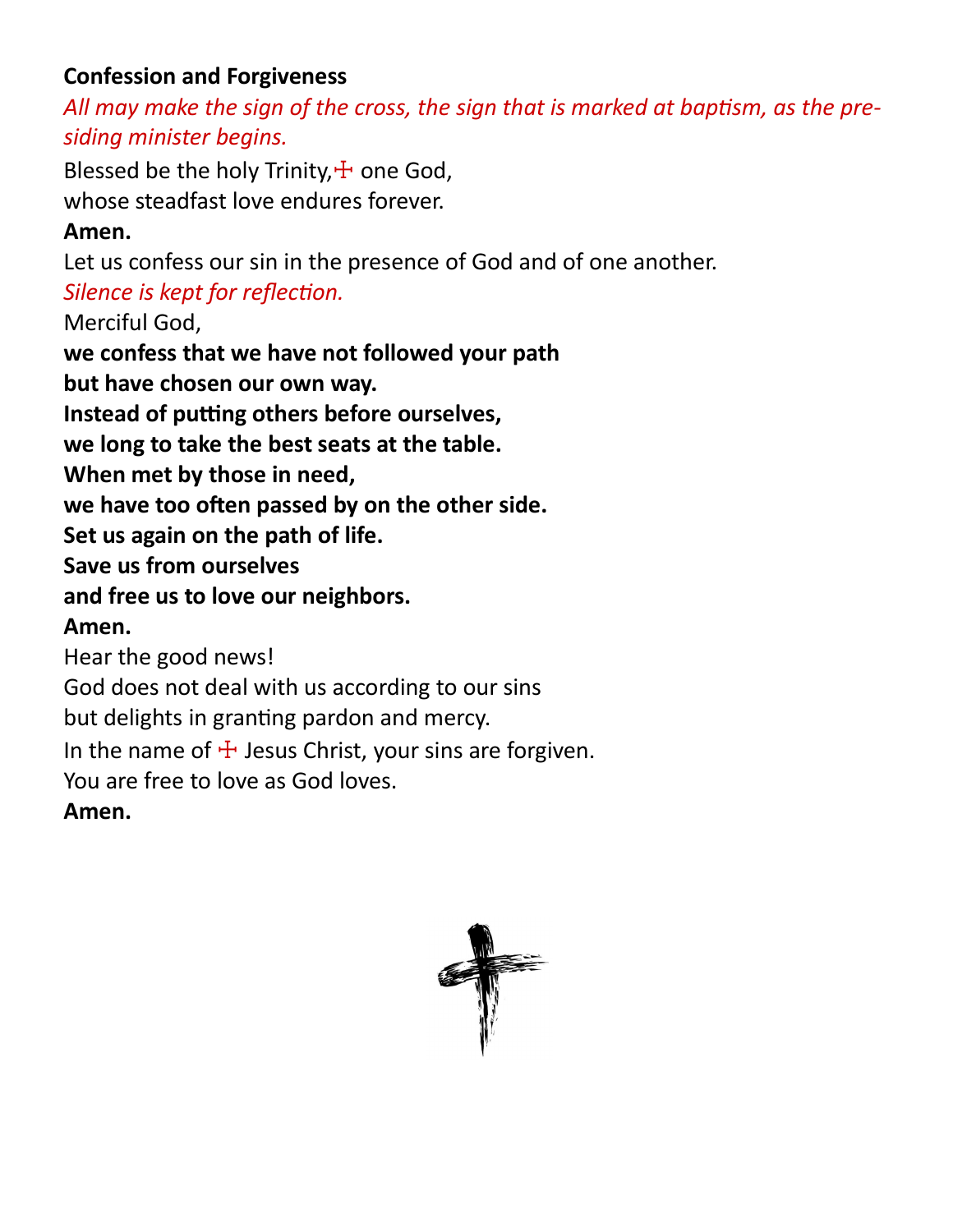**Confession and Forgiveness**

*All may make the sign of the cross, the sign that is marked at baptism, as the presiding minister begins.*

Blessed be the holy Trinity, ☩ one God,
whose steadfast love endures forever.

**Amen.**

Let us confess our sin in the presence of God and of one another.

*Silence is kept for reflection.*

Merciful God,
**we confess that we have not followed your path**
**but have chosen our own way.**
**Instead of putting others before ourselves,**
**we long to take the best seats at the table.**
**When met by those in need,**
**we have too often passed by on the other side.**
**Set us again on the path of life.**
**Save us from ourselves**
**and free us to love our neighbors.**
**Amen.**

Hear the good news!
God does not deal with us according to our sins
but delights in granting pardon and mercy.
In the name of ☩ Jesus Christ, your sins are forgiven.
You are free to love as God loves.

**Amen.**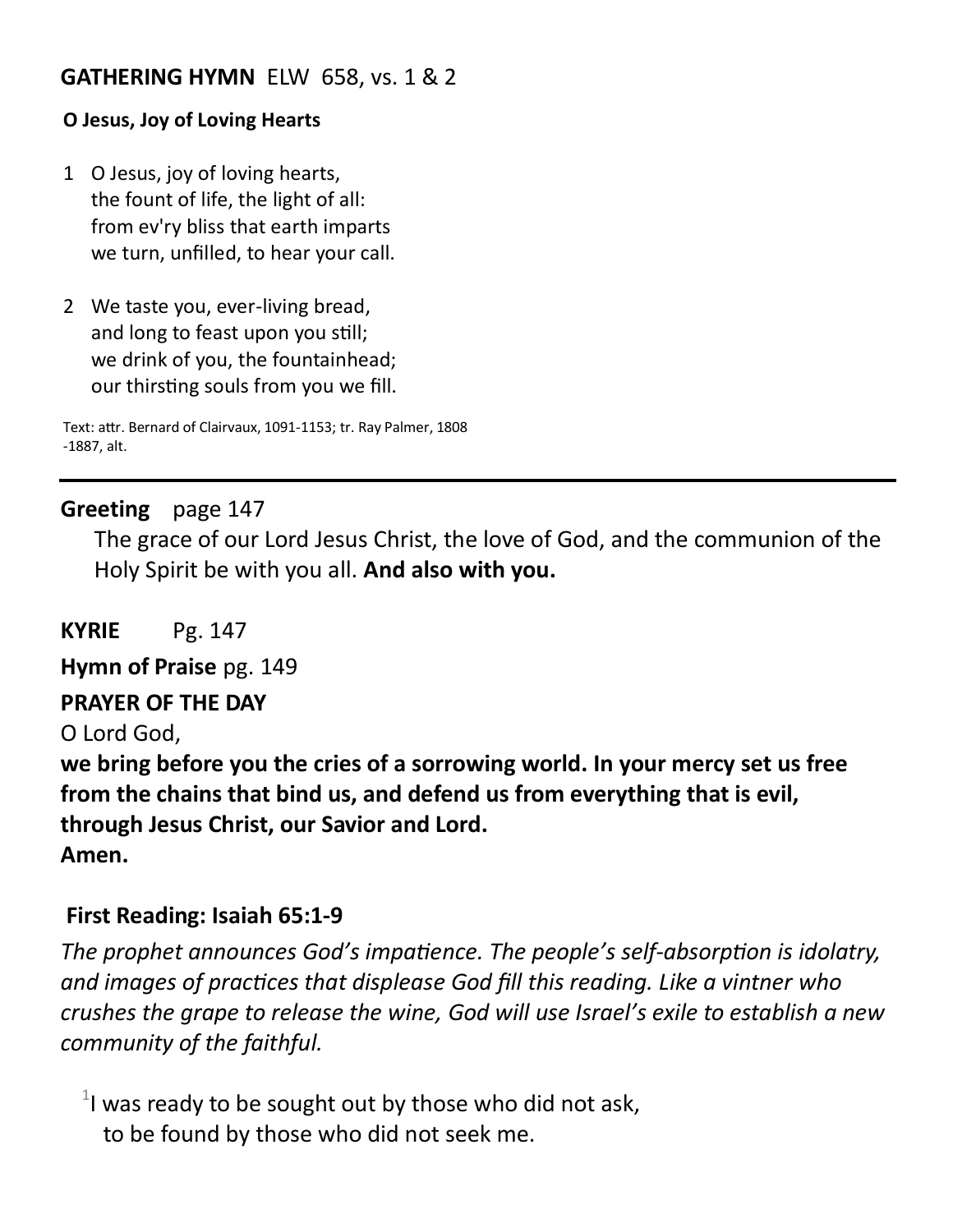## GATHERING HYMN ELW 658, vs. 1 & 2

**O Jesus, Joy of Loving Hearts**

1 O Jesus, joy of loving hearts,
the fount of life, the light of all:
from ev'ry bliss that earth imparts
we turn, unfilled, to hear your call.

2 We taste you, ever-living bread,
and long to feast upon you still;
we drink of you, the fountainhead;
our thirsting souls from you we fill.

Text: attr. Bernard of Clairvaux, 1091-1153; tr. Ray Palmer, 1808-1887, alt.

---

**Greeting** page 147

The grace of our Lord Jesus Christ, the love of God, and the communion of the Holy Spirit be with you all. **And also with you.**

**KYRIE** Pg. 147

**Hymn of Praise** pg. 149

**PRAYER OF THE DAY**

O Lord God,
**we bring before you the cries of a sorrowing world. In your mercy set us free from the chains that bind us, and defend us from everything that is evil, through Jesus Christ, our Savior and Lord.**
**Amen.**

**First Reading: Isaiah 65:1-9**

*The prophet announces God's impatience. The people's self-absorption is idolatry, and images of practices that displease God fill this reading. Like a vintner who crushes the grape to release the wine, God will use Israel's exile to establish a new community of the faithful.*

[1]I was ready to be sought out by those who did not ask,
to be found by those who did not seek me.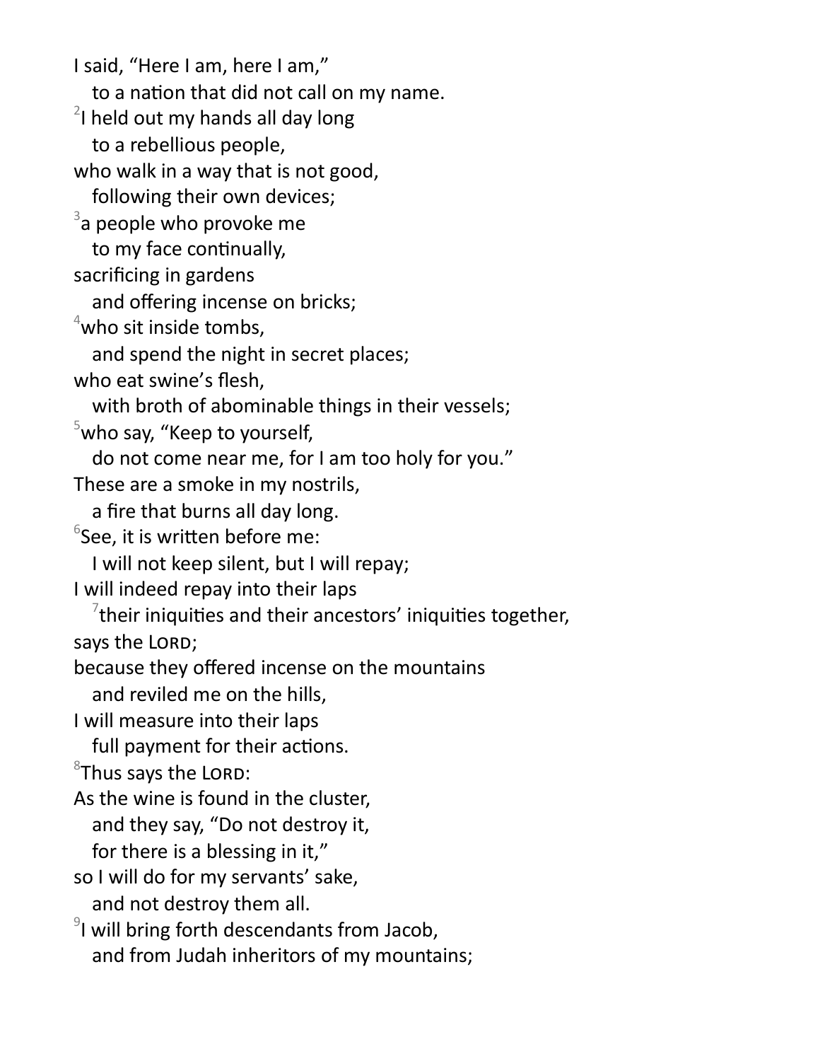I said, "Here I am, here I am,"
to a nation that did not call on my name.
[2]I held out my hands all day long
to a rebellious people,
who walk in a way that is not good,
following their own devices;
[3]a people who provoke me
to my face continually,
sacrificing in gardens
and offering incense on bricks;
[4]who sit inside tombs,
and spend the night in secret places;
who eat swine's flesh,
with broth of abominable things in their vessels;
[5]who say, "Keep to yourself,
do not come near me, for I am too holy for you."
These are a smoke in my nostrils,
a fire that burns all day long.
[6]See, it is written before me:
I will not keep silent, but I will repay;
I will indeed repay into their laps
[7]their iniquities and their ancestors' iniquities together,
says the LORD;
because they offered incense on the mountains
and reviled me on the hills,
I will measure into their laps
full payment for their actions.
[8]Thus says the LORD:
As the wine is found in the cluster,
and they say, "Do not destroy it,
for there is a blessing in it,"
so I will do for my servants' sake,
and not destroy them all.
[9]I will bring forth descendants from Jacob,
and from Judah inheritors of my mountains;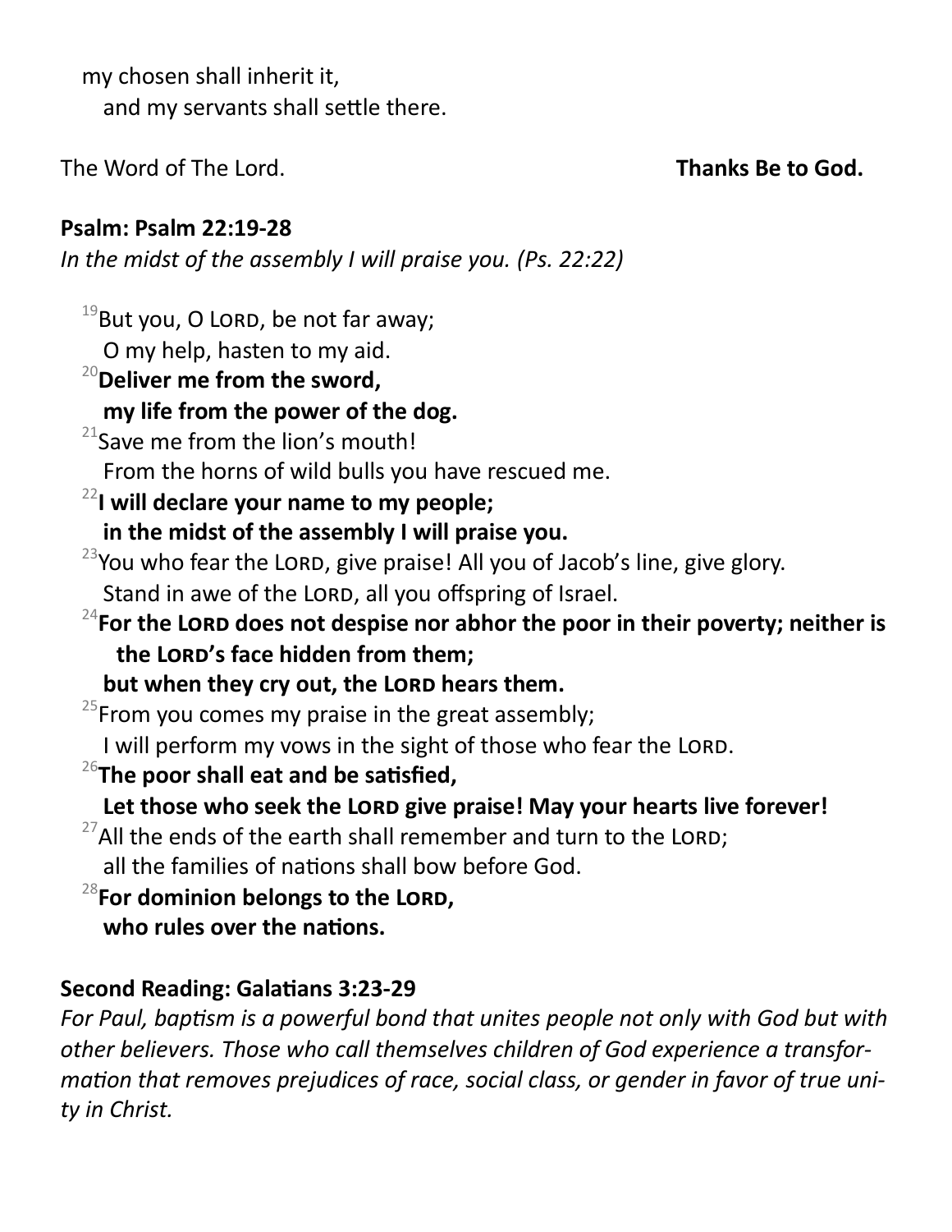my chosen shall inherit it,
   and my servants shall settle there.

The Word of The Lord. **Thanks Be to God.**

**Psalm: Psalm 22:19-28**

*In the midst of the assembly I will praise you. (Ps. 22:22)*

[19]But you, O Lord, be not far away;
   O my help, hasten to my aid.

**[20]Deliver me from the sword,**
   **my life from the power of the dog.**

[21]Save me from the lion's mouth!
   From the horns of wild bulls you have rescued me.

**[22]I will declare your name to my people;**
   **in the midst of the assembly I will praise you.**

[23]You who fear the Lord, give praise! All you of Jacob's line, give glory.
   Stand in awe of the Lord, all you offspring of Israel.

**[24]For the Lord does not despise nor abhor the poor in their poverty; neither is the Lord's face hidden from them;**
   **but when they cry out, the Lord hears them.**

[25]From you comes my praise in the great assembly;
   I will perform my vows in the sight of those who fear the Lord.

**[26]The poor shall eat and be satisfied,**
   **Let those who seek the Lord give praise! May your hearts live forever!**

[27]All the ends of the earth shall remember and turn to the Lord;
   all the families of nations shall bow before God.

**[28]For dominion belongs to the Lord,**
   **who rules over the nations.**

**Second Reading: Galatians 3:23-29**

*For Paul, baptism is a powerful bond that unites people not only with God but with other believers. Those who call themselves children of God experience a transformation that removes prejudices of race, social class, or gender in favor of true unity in Christ.*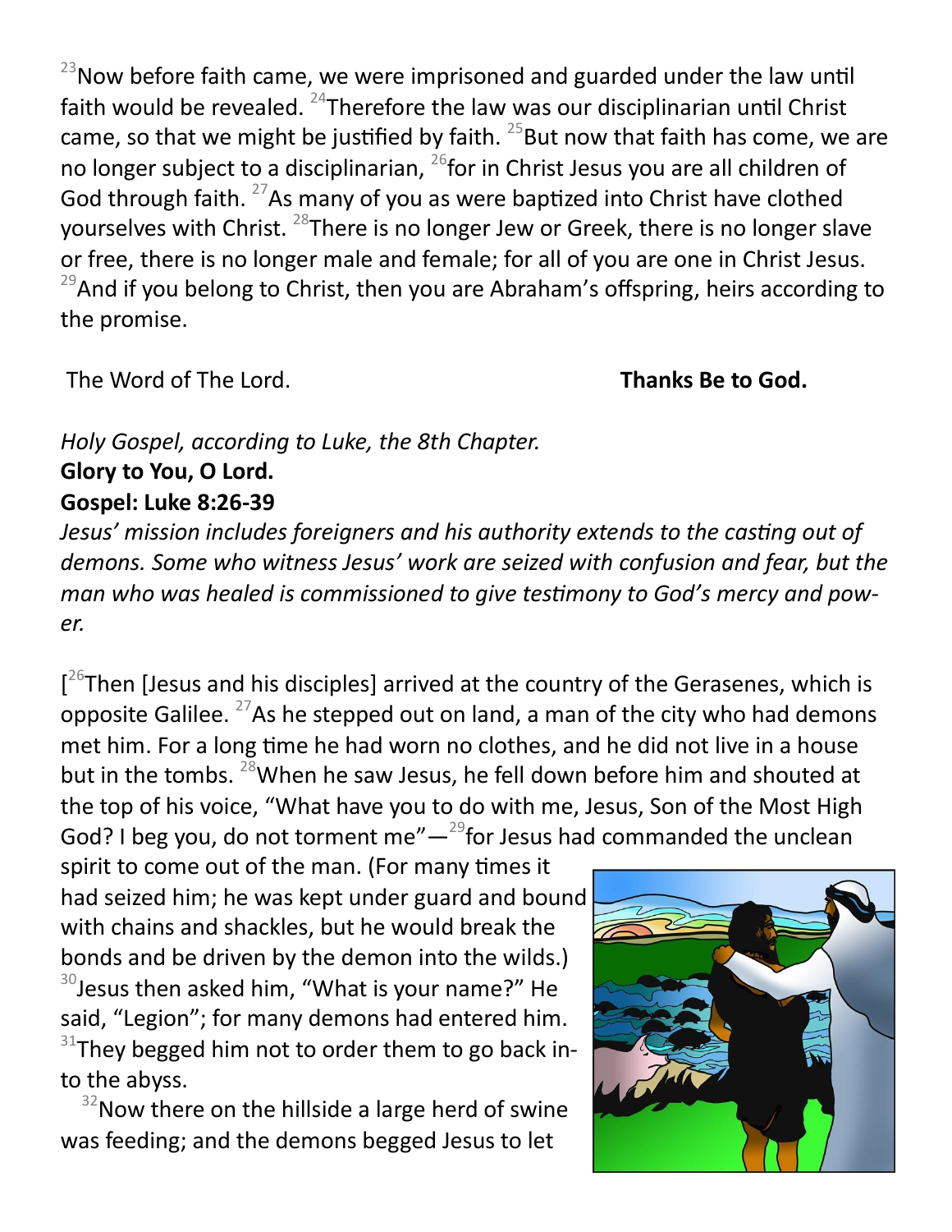[23]Now before faith came, we were imprisoned and guarded under the law until faith would be revealed. [24]Therefore the law was our disciplinarian until Christ came, so that we might be justified by faith. [25]But now that faith has come, we are no longer subject to a disciplinarian, [26]for in Christ Jesus you are all children of God through faith. [27]As many of you as were baptized into Christ have clothed yourselves with Christ. [28]There is no longer Jew or Greek, there is no longer slave or free, there is no longer male and female; for all of you are one in Christ Jesus. [29]And if you belong to Christ, then you are Abraham's offspring, heirs according to the promise.

The Word of The Lord. **Thanks Be to God.**

*Holy Gospel, according to Luke, the 8th Chapter.*

**Glory to You, O Lord.**

**Gospel: Luke 8:26-39**

*Jesus' mission includes foreigners and his authority extends to the casting out of demons. Some who witness Jesus' work are seized with confusion and fear, but the man who was healed is commissioned to give testimony to God's mercy and power.*

[[26]Then [Jesus and his disciples] arrived at the country of the Gerasenes, which is opposite Galilee. [27]As he stepped out on land, a man of the city who had demons met him. For a long time he had worn no clothes, and he did not live in a house but in the tombs. [28]When he saw Jesus, he fell down before him and shouted at the top of his voice, "What have you to do with me, Jesus, Son of the Most High God? I beg you, do not torment me"—[29]for Jesus had commanded the unclean spirit to come out of the man. (For many times it had seized him; he was kept under guard and bound with chains and shackles, but he would break the bonds and be driven by the demon into the wilds.) [30]Jesus then asked him, "What is your name?" He said, "Legion"; for many demons had entered him. [31]They begged him not to order them to go back into the abyss.

[32]Now there on the hillside a large herd of swine was feeding; and the demons begged Jesus to let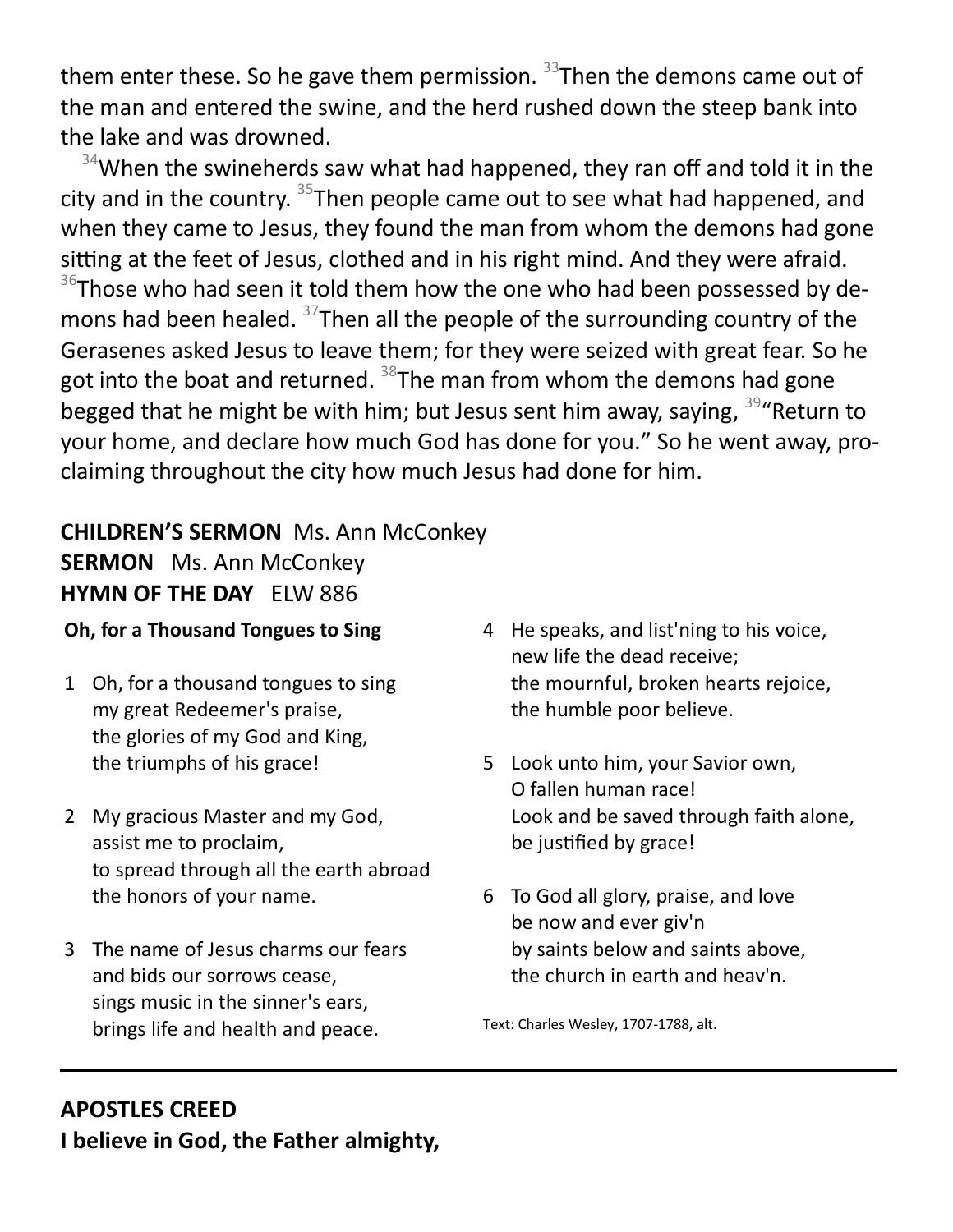them enter these. So he gave them permission. [33]Then the demons came out of the man and entered the swine, and the herd rushed down the steep bank into the lake and was drowned.

[34]When the swineherds saw what had happened, they ran off and told it in the city and in the country. [35]Then people came out to see what had happened, and when they came to Jesus, they found the man from whom the demons had gone sitting at the feet of Jesus, clothed and in his right mind. And they were afraid. [36]Those who had seen it told them how the one who had been possessed by demons had been healed. [37]Then all the people of the surrounding country of the Gerasenes asked Jesus to leave them; for they were seized with great fear. So he got into the boat and returned. [38]The man from whom the demons had gone begged that he might be with him; but Jesus sent him away, saying, [39]"Return to your home, and declare how much God has done for you." So he went away, proclaiming throughout the city how much Jesus had done for him.

**CHILDREN'S SERMON** Ms. Ann McConkey
**SERMON** Ms. Ann McConkey
**HYMN OF THE DAY** ELW 886

**Oh, for a Thousand Tongues to Sing**

1 Oh, for a thousand tongues to sing
my great Redeemer's praise,
the glories of my God and King,
the triumphs of his grace!

2 My gracious Master and my God,
assist me to proclaim,
to spread through all the earth abroad
the honors of your name.

3 The name of Jesus charms our fears
and bids our sorrows cease,
sings music in the sinner's ears,
brings life and health and peace.

4 He speaks, and list'ning to his voice,
new life the dead receive;
the mournful, broken hearts rejoice,
the humble poor believe.

5 Look unto him, your Savior own,
O fallen human race!
Look and be saved through faith alone,
be justified by grace!

6 To God all glory, praise, and love
be now and ever giv'n
by saints below and saints above,
the church in earth and heav'n.

Text: Charles Wesley, 1707-1788, alt.

---

**APOSTLES CREED**
**I believe in God, the Father almighty,**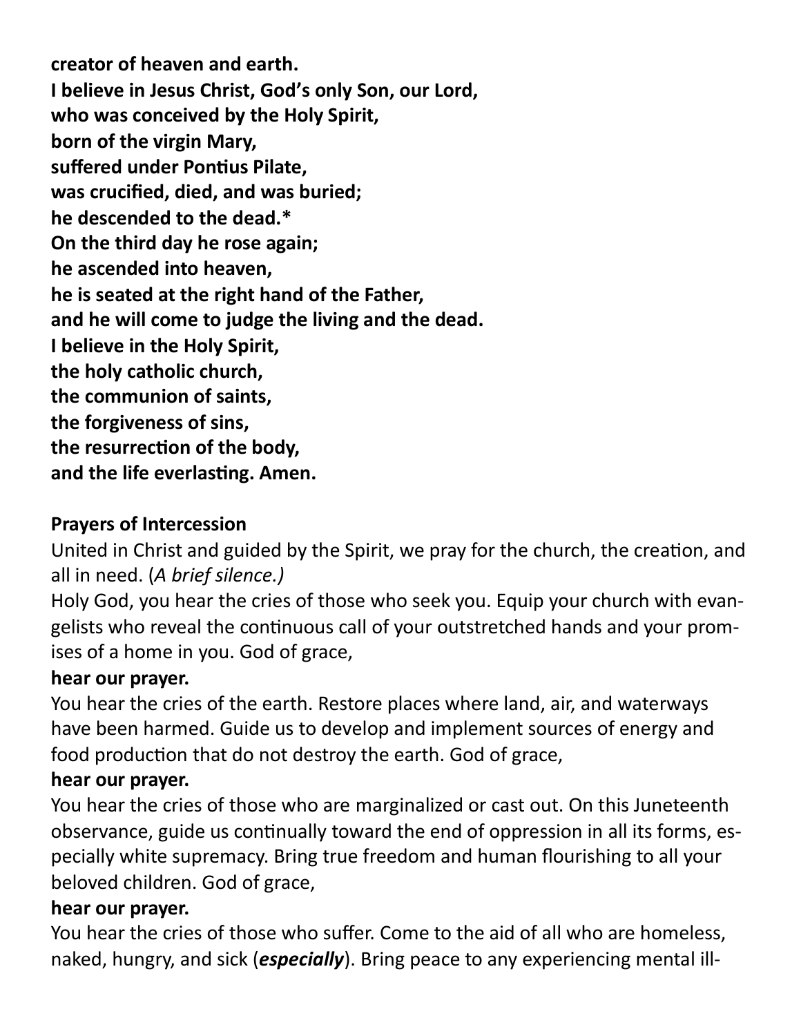**creator of heaven and earth.**
**I believe in Jesus Christ, God's only Son, our Lord,**
**who was conceived by the Holy Spirit,**
**born of the virgin Mary,**
**suffered under Pontius Pilate,**
**was crucified, died, and was buried;**
**he descended to the dead.***
**On the third day he rose again;**
**he ascended into heaven,**
**he is seated at the right hand of the Father,**
**and he will come to judge the living and the dead.**
**I believe in the Holy Spirit,**
**the holy catholic church,**
**the communion of saints,**
**the forgiveness of sins,**
**the resurrection of the body,**
**and the life everlasting. Amen.**

**Prayers of Intercession**

United in Christ and guided by the Spirit, we pray for the church, the creation, and all in need. (*A brief silence.)*

Holy God, you hear the cries of those who seek you. Equip your church with evangelists who reveal the continuous call of your outstretched hands and your promises of a home in you. God of grace,

**hear our prayer.**

You hear the cries of the earth. Restore places where land, air, and waterways have been harmed. Guide us to develop and implement sources of energy and food production that do not destroy the earth. God of grace,

**hear our prayer.**

You hear the cries of those who are marginalized or cast out. On this Juneteenth observance, guide us continually toward the end of oppression in all its forms, especially white supremacy. Bring true freedom and human flourishing to all your beloved children. God of grace,

**hear our prayer.**

You hear the cries of those who suffer. Come to the aid of all who are homeless, naked, hungry, and sick (***especially***). Bring peace to any experiencing mental ill-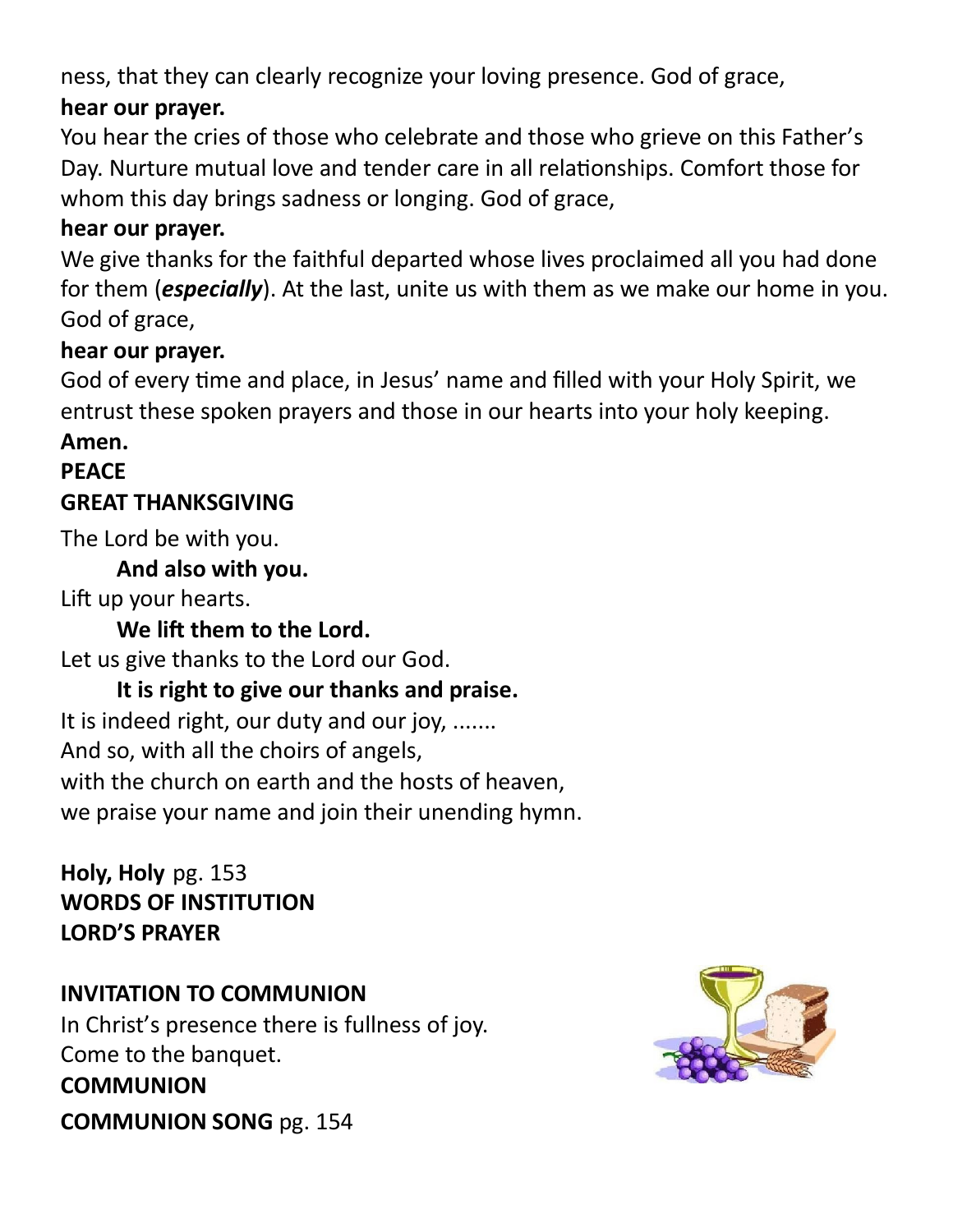ness, that they can clearly recognize your loving presence. God of grace,

**hear our prayer.**

You hear the cries of those who celebrate and those who grieve on this Father's Day. Nurture mutual love and tender care in all relationships. Comfort those for whom this day brings sadness or longing. God of grace,

**hear our prayer.**

We give thanks for the faithful departed whose lives proclaimed all you had done for them (***especially***). At the last, unite us with them as we make our home in you. God of grace,

**hear our prayer.**

God of every time and place, in Jesus' name and filled with your Holy Spirit, we entrust these spoken prayers and those in our hearts into your holy keeping.

**Amen.**

**PEACE**

**GREAT THANKSGIVING**

The Lord be with you.

**And also with you.**

Lift up your hearts.

**We lift them to the Lord.**

Let us give thanks to the Lord our God.

**It is right to give our thanks and praise.**

It is indeed right, our duty and our joy, .......
And so, with all the choirs of angels,
with the church on earth and the hosts of heaven,
we praise your name and join their unending hymn.

**Holy, Holy** pg. 153

**WORDS OF INSTITUTION**

**LORD'S PRAYER**

**INVITATION TO COMMUNION**

In Christ's presence there is fullness of joy.
Come to the banquet.

**COMMUNION**

**COMMUNION SONG** pg. 154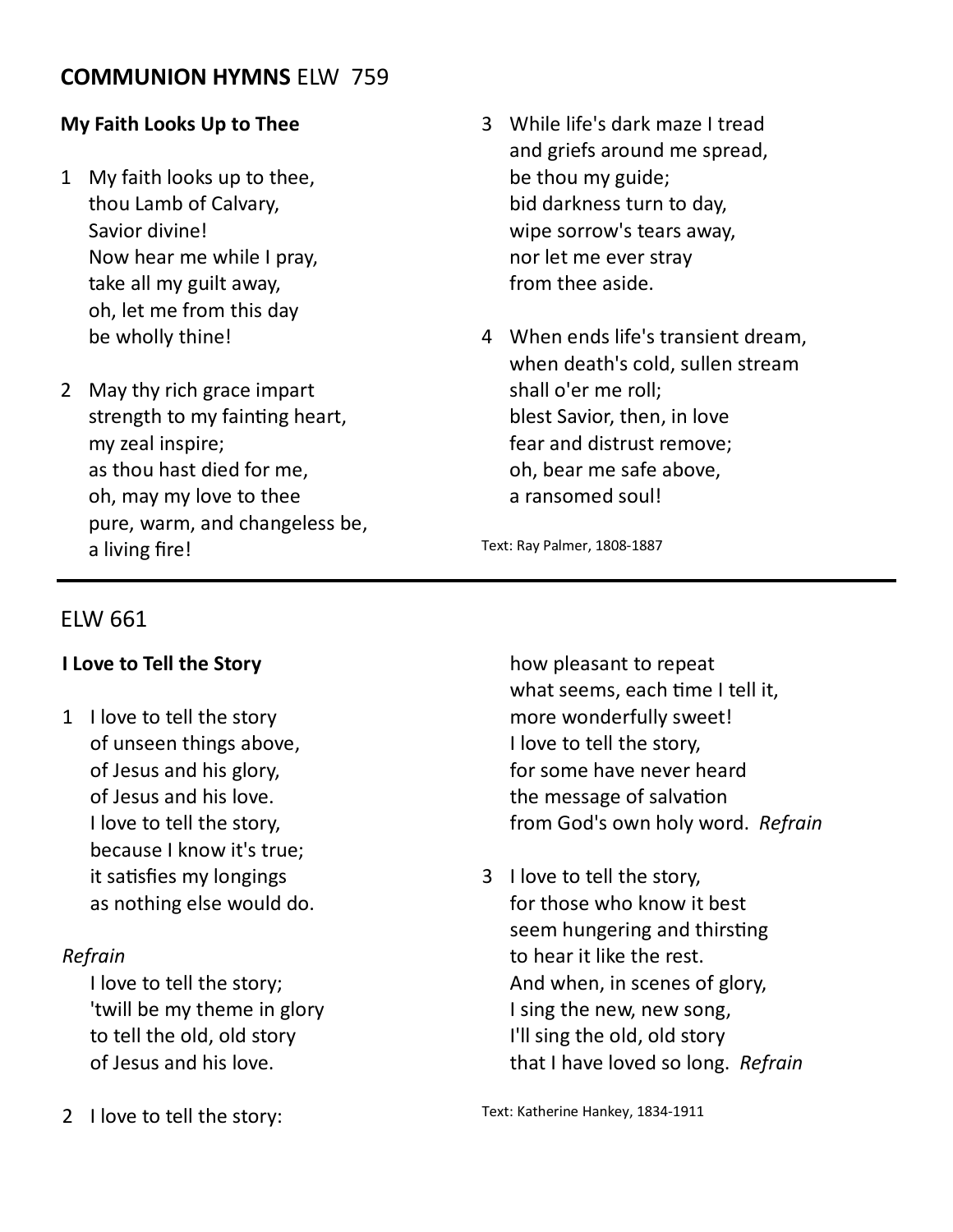## **COMMUNION HYMNS** ELW 759

### My Faith Looks Up to Thee

1 My faith looks up to thee,
thou Lamb of Calvary,
Savior divine!
Now hear me while I pray,
take all my guilt away,
oh, let me from this day
be wholly thine!

2 May thy rich grace impart
strength to my fainting heart,
my zeal inspire;
as thou hast died for me,
oh, may my love to thee
pure, warm, and changeless be,
a living fire!

3 While life's dark maze I tread
and griefs around me spread,
be thou my guide;
bid darkness turn to day,
wipe sorrow's tears away,
nor let me ever stray
from thee aside.

4 When ends life's transient dream,
when death's cold, sullen stream
shall o'er me roll;
blest Savior, then, in love
fear and distrust remove;
oh, bear me safe above,
a ransomed soul!

Text: Ray Palmer, 1808-1887

---

## ELW 661

### I Love to Tell the Story

1 I love to tell the story
of unseen things above,
of Jesus and his glory,
of Jesus and his love.
I love to tell the story,
because I know it's true;
it satisfies my longings
as nothing else would do.

*Refrain*
I love to tell the story;
'twill be my theme in glory
to tell the old, old story
of Jesus and his love.

2 I love to tell the story:
how pleasant to repeat
what seems, each time I tell it,
more wonderfully sweet!
I love to tell the story,
for some have never heard
the message of salvation
from God's own holy word. *Refrain*

3 I love to tell the story,
for those who know it best
seem hungering and thirsting
to hear it like the rest.
And when, in scenes of glory,
I sing the new, new song,
I'll sing the old, old story
that I have loved so long. *Refrain*

Text: Katherine Hankey, 1834-1911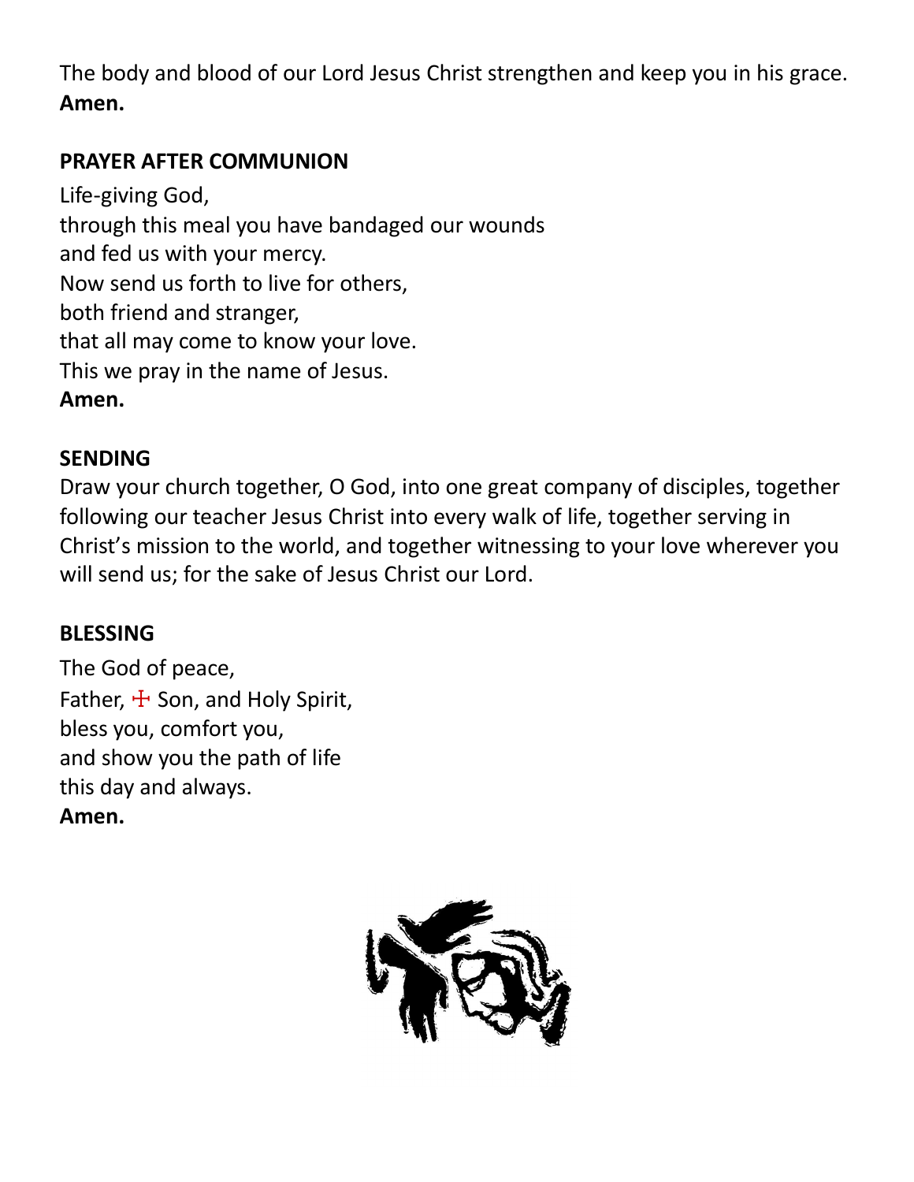The body and blood of our Lord Jesus Christ strengthen and keep you in his grace.
**Amen.**

**PRAYER AFTER COMMUNION**

Life-giving God,
through this meal you have bandaged our wounds
and fed us with your mercy.
Now send us forth to live for others,
both friend and stranger,
that all may come to know your love.
This we pray in the name of Jesus.
**Amen.**

**SENDING**

Draw your church together, O God, into one great company of disciples, together following our teacher Jesus Christ into every walk of life, together serving in Christ's mission to the world, and together witnessing to your love wherever you will send us; for the sake of Jesus Christ our Lord.

**BLESSING**

The God of peace,
Father, ☩ Son, and Holy Spirit,
bless you, comfort you,
and show you the path of life
this day and always.
**Amen.**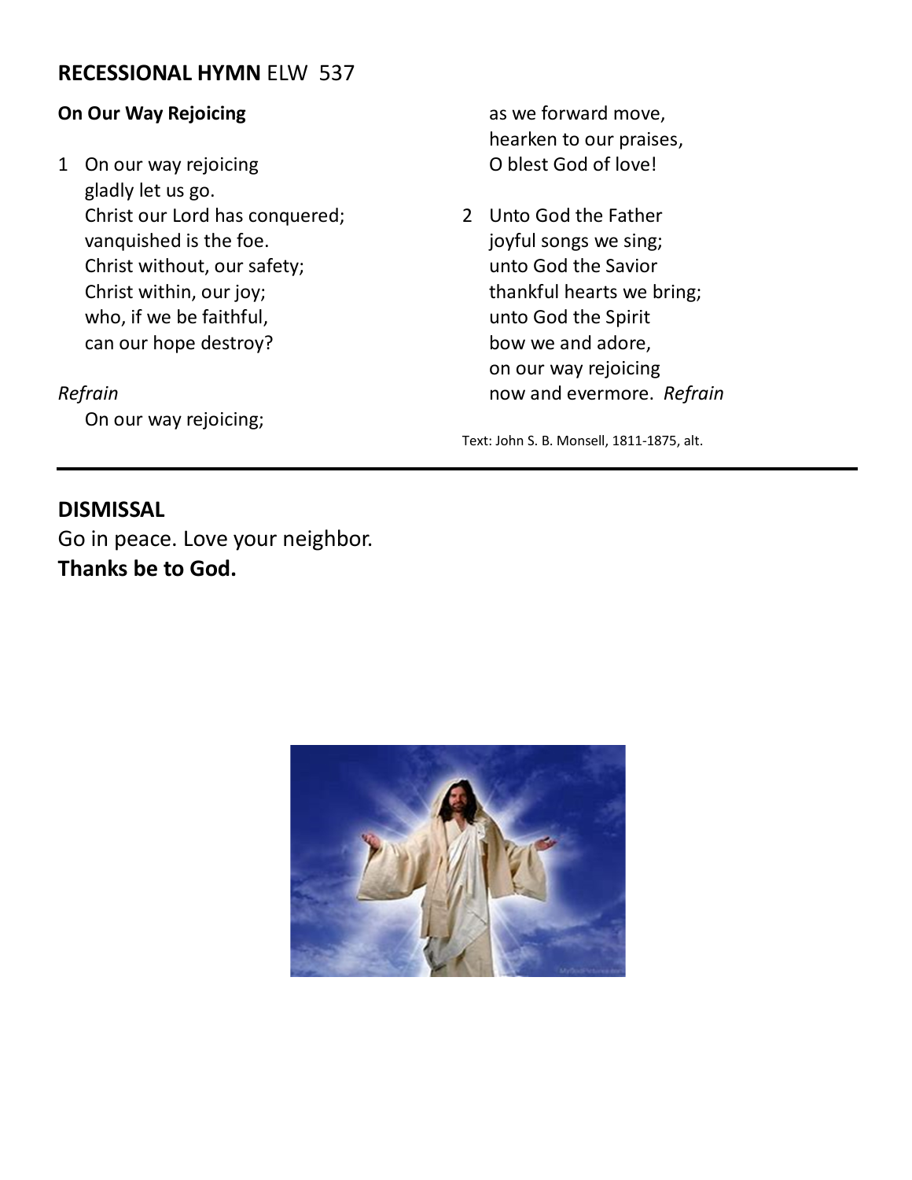## RECESSIONAL HYMN ELW 537

**On Our Way Rejoicing**

1 On our way rejoicing
gladly let us go.
Christ our Lord has conquered;
vanquished is the foe.
Christ without, our safety;
Christ within, our joy;
who, if we be faithful,
can our hope destroy?

*Refrain*
On our way rejoicing;
as we forward move,
hearken to our praises,
O blest God of love!

2 Unto God the Father
joyful songs we sing;
unto God the Savior
thankful hearts we bring;
unto God the Spirit
bow we and adore,
on our way rejoicing
now and evermore. *Refrain*

Text: John S. B. Monsell, 1811-1875, alt.

---

## DISMISSAL

Go in peace. Love your neighbor.
**Thanks be to God.**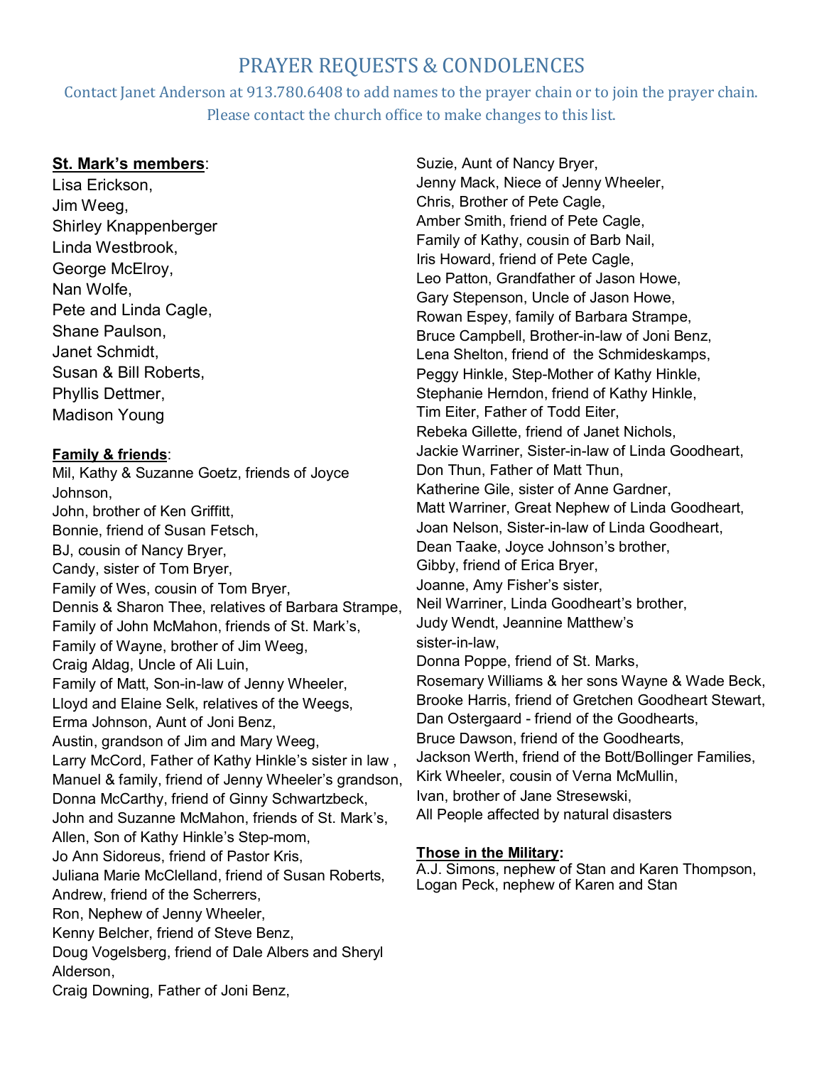# PRAYER REQUESTS & CONDOLENCES

Contact Janet Anderson at 913.780.6408 to add names to the prayer chain or to join the prayer chain.
Please contact the church office to make changes to this list.

**St. Mark's members**:

Lisa Erickson,
Jim Weeg,
Shirley Knappenberger
Linda Westbrook,
George McElroy,
Nan Wolfe,
Pete and Linda Cagle,
Shane Paulson,
Janet Schmidt,
Susan & Bill Roberts,
Phyllis Dettmer,
Madison Young

**Family & friends**:

Mil, Kathy & Suzanne Goetz, friends of Joyce Johnson,
John, brother of Ken Griffitt,
Bonnie, friend of Susan Fetsch,
BJ, cousin of Nancy Bryer,
Candy, sister of Tom Bryer,
Family of Wes, cousin of Tom Bryer,
Dennis & Sharon Thee, relatives of Barbara Strampe,
Family of John McMahon, friends of St. Mark's,
Family of Wayne, brother of Jim Weeg,
Craig Aldag, Uncle of Ali Luin,
Family of Matt, Son-in-law of Jenny Wheeler,
Lloyd and Elaine Selk, relatives of the Weegs,
Erma Johnson, Aunt of Joni Benz,
Austin, grandson of Jim and Mary Weeg,
Larry McCord, Father of Kathy Hinkle's sister in law ,
Manuel & family, friend of Jenny Wheeler's grandson,
Donna McCarthy, friend of Ginny Schwartzbeck,
John and Suzanne McMahon, friends of St. Mark's,
Allen, Son of Kathy Hinkle's Step-mom,
Jo Ann Sidoreus, friend of Pastor Kris,
Juliana Marie McClelland, friend of Susan Roberts,
Andrew, friend of the Scherrers,
Ron, Nephew of Jenny Wheeler,
Kenny Belcher, friend of Steve Benz,
Doug Vogelsberg, friend of Dale Albers and Sheryl Alderson,
Craig Downing, Father of Joni Benz,
Suzie, Aunt of Nancy Bryer,
Jenny Mack, Niece of Jenny Wheeler,
Chris, Brother of Pete Cagle,
Amber Smith, friend of Pete Cagle,
Family of Kathy, cousin of Barb Nail,
Iris Howard, friend of Pete Cagle,
Leo Patton, Grandfather of Jason Howe,
Gary Stepenson, Uncle of Jason Howe,
Rowan Espey, family of Barbara Strampe,
Bruce Campbell, Brother-in-law of Joni Benz,
Lena Shelton, friend of the Schmideskamps,
Peggy Hinkle, Step-Mother of Kathy Hinkle,
Stephanie Herndon, friend of Kathy Hinkle,
Tim Eiter, Father of Todd Eiter,
Rebeka Gillette, friend of Janet Nichols,
Jackie Warriner, Sister-in-law of Linda Goodheart,
Don Thun, Father of Matt Thun,
Katherine Gile, sister of Anne Gardner,
Matt Warriner, Great Nephew of Linda Goodheart,
Joan Nelson, Sister-in-law of Linda Goodheart,
Dean Taake, Joyce Johnson's brother,
Gibby, friend of Erica Bryer,
Joanne, Amy Fisher's sister,
Neil Warriner, Linda Goodheart's brother,
Judy Wendt, Jeannine Matthew's sister-in-law,
Donna Poppe, friend of St. Marks,
Rosemary Williams & her sons Wayne & Wade Beck,
Brooke Harris, friend of Gretchen Goodheart Stewart,
Dan Ostergaard - friend of the Goodhearts,
Bruce Dawson, friend of the Goodhearts,
Jackson Werth, friend of the Bott/Bollinger Families,
Kirk Wheeler, cousin of Verna McMullin,
Ivan, brother of Jane Stresewski,
All People affected by natural disasters

**Those in the Military:**

A.J. Simons, nephew of Stan and Karen Thompson,
Logan Peck, nephew of Karen and Stan